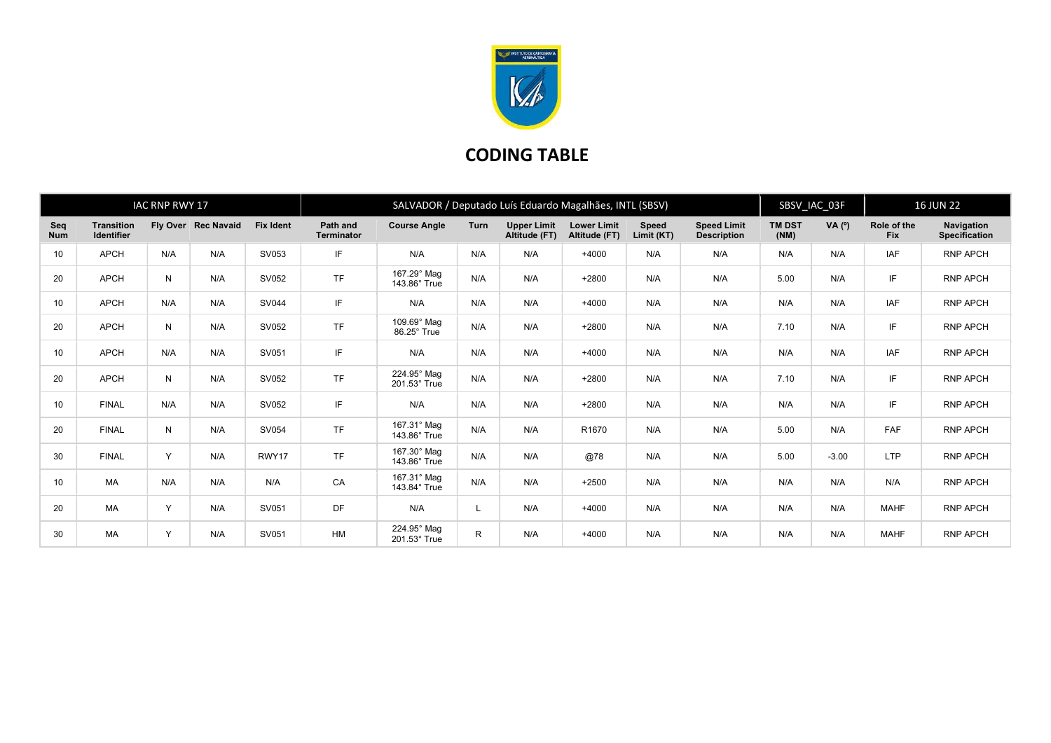# CODING TABLE

| IAC RNP RWY 17 | | | | SALVADOR / Deputado Luís Eduardo Magalhães, INTL (SBSV) | | | | | | | SBSV_IAC_03F | | 16 JUN 22 | |
|---|---|---|---|---|---|---|---|---|---|---|---|---|---|---|
| **Seq Num** | **Transition Identifier** | **Fly Over** | **Rec Navaid** | **Fix Ident** | **Path and Terminator** | **Course Angle** | **Turn** | **Upper Limit Altitude (FT)** | **Lower Limit Altitude (FT)** | **Speed Limit (KT)** | **Speed Limit Description** | **TM DST (NM)** | **VA (º)** | **Role of the Fix** | **Navigation Specification** |
| 10 | APCH | N/A | N/A | SV053 | IF | N/A | N/A | N/A | +4000 | N/A | N/A | N/A | N/A | IAF | RNP APCH |
| 20 | APCH | N | N/A | SV052 | TF | 167.29° Mag 143.86° True | N/A | N/A | +2800 | N/A | N/A | 5.00 | N/A | IF | RNP APCH |
| 10 | APCH | N/A | N/A | SV044 | IF | N/A | N/A | N/A | +4000 | N/A | N/A | N/A | N/A | IAF | RNP APCH |
| 20 | APCH | N | N/A | SV052 | TF | 109.69° Mag 86.25° True | N/A | N/A | +2800 | N/A | N/A | 7.10 | N/A | IF | RNP APCH |
| 10 | APCH | N/A | N/A | SV051 | IF | N/A | N/A | N/A | +4000 | N/A | N/A | N/A | N/A | IAF | RNP APCH |
| 20 | APCH | N | N/A | SV052 | TF | 224.95° Mag 201.53° True | N/A | N/A | +2800 | N/A | N/A | 7.10 | N/A | IF | RNP APCH |
| 10 | FINAL | N/A | N/A | SV052 | IF | N/A | N/A | N/A | +2800 | N/A | N/A | N/A | N/A | IF | RNP APCH |
| 20 | FINAL | N | N/A | SV054 | TF | 167.31° Mag 143.86° True | N/A | N/A | R1670 | N/A | N/A | 5.00 | N/A | FAF | RNP APCH |
| 30 | FINAL | Y | N/A | RWY17 | TF | 167.30° Mag 143.86° True | N/A | N/A | @78 | N/A | N/A | 5.00 | -3.00 | LTP | RNP APCH |
| 10 | MA | N/A | N/A | N/A | CA | 167.31° Mag 143.84° True | N/A | N/A | +2500 | N/A | N/A | N/A | N/A | N/A | RNP APCH |
| 20 | MA | Y | N/A | SV051 | DF | N/A | L | N/A | +4000 | N/A | N/A | N/A | N/A | MAHF | RNP APCH |
| 30 | MA | Y | N/A | SV051 | HM | 224.95° Mag 201.53° True | R | N/A | +4000 | N/A | N/A | N/A | N/A | MAHF | RNP APCH |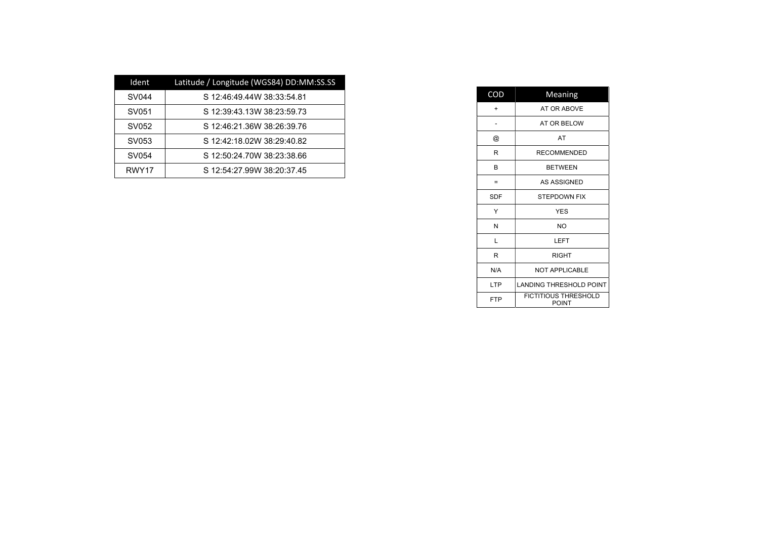| Ident | Latitude / Longitude (WGS84) DD:MM:SS.SS |
|---|---|
| SV044 | S 12:46:49.44W 38:33:54.81 |
| SV051 | S 12:39:43.13W 38:23:59.73 |
| SV052 | S 12:46:21.36W 38:26:39.76 |
| SV053 | S 12:42:18.02W 38:29:40.82 |
| SV054 | S 12:50:24.70W 38:23:38.66 |
| RWY17 | S 12:54:27.99W 38:20:37.45 |

| COD | Meaning |
|---|---|
| + | AT OR ABOVE |
| - | AT OR BELOW |
| @ | AT |
| R | RECOMMENDED |
| B | BETWEEN |
| = | AS ASSIGNED |
| SDF | STEPDOWN FIX |
| Y | YES |
| N | NO |
| L | LEFT |
| R | RIGHT |
| N/A | NOT APPLICABLE |
| LTP | LANDING THRESHOLD POINT |
| FTP | FICTITIOUS THRESHOLD POINT |